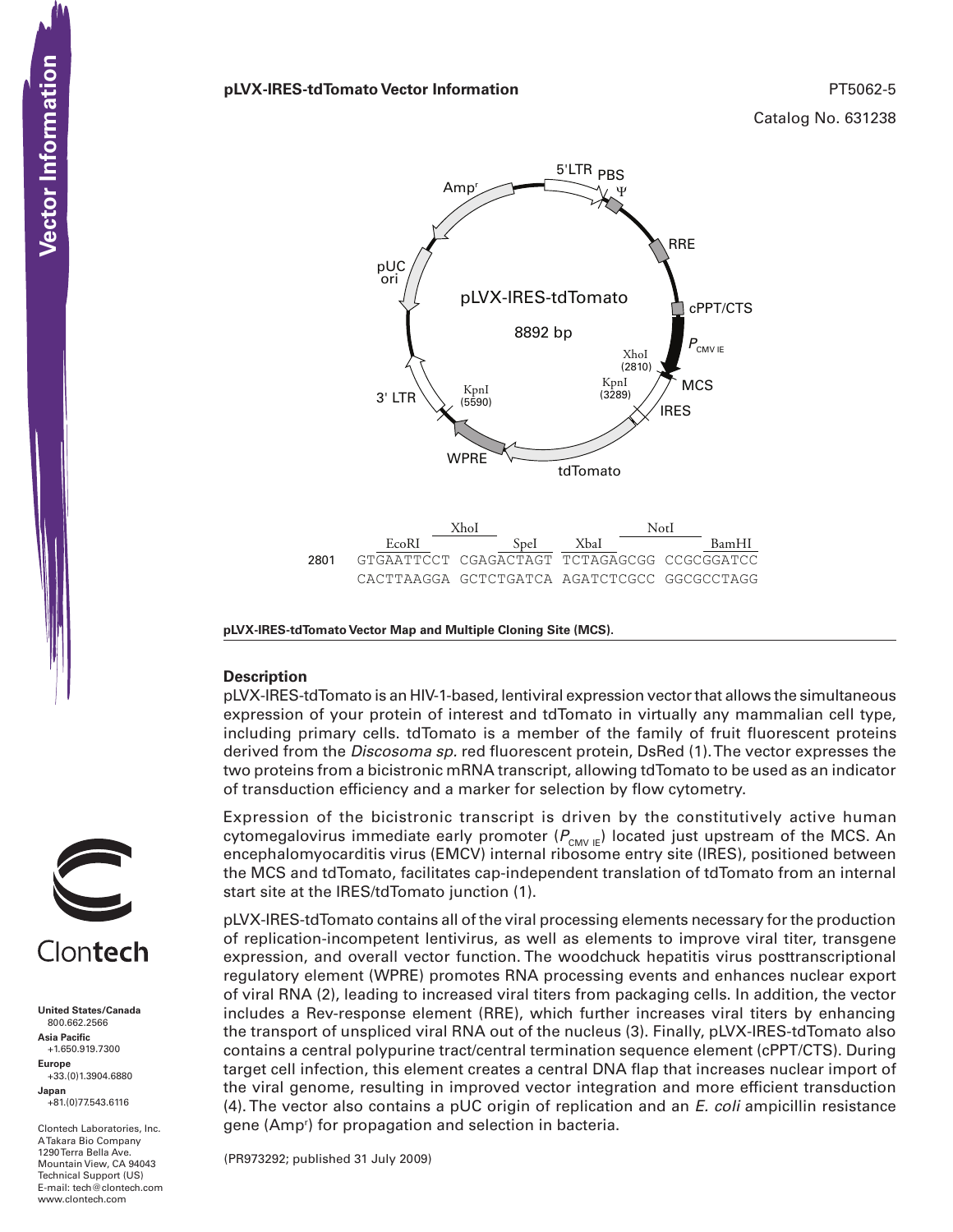# pLVX-IRES-tdTomato Vector Information

PT5062-5

Catalog No. 631238

pLVX-IRES-tdTomato

8892 bp

```
                      XhoI                    NotI
          EcoRI              SpeI      XbaI              BamHI
2801  GTGAATTCCT CGAGACTAGT TCTAGAGCGG CCGCGGATCC
      CACTTAAGGA GCTCTGATCA AGATCTCGCC GGCGCCTAGG
```

**pLVX-IRES-tdTomato Vector Map and Multiple Cloning Site (MCS).**

## Description

pLVX-IRES-tdTomato is an HIV-1-based, lentiviral expression vector that allows the simultaneous expression of your protein of interest and tdTomato in virtually any mammalian cell type, including primary cells. tdTomato is a member of the family of fruit fluorescent proteins derived from the *Discosoma sp.* red fluorescent protein, DsRed (1). The vector expresses the two proteins from a bicistronic mRNA transcript, allowing tdTomato to be used as an indicator of transduction efficiency and a marker for selection by flow cytometry.

Expression of the bicistronic transcript is driven by the constitutively active human cytomegalovirus immediate early promoter ($P_{CMV\ IE}$) located just upstream of the MCS. An encephalomyocarditis virus (EMCV) internal ribosome entry site (IRES), positioned between the MCS and tdTomato, facilitates cap-independent translation of tdTomato from an internal start site at the IRES/tdTomato junction (1).

pLVX-IRES-tdTomato contains all of the viral processing elements necessary for the production of replication-incompetent lentivirus, as well as elements to improve viral titer, transgene expression, and overall vector function. The woodchuck hepatitis virus posttranscriptional regulatory element (WPRE) promotes RNA processing events and enhances nuclear export of viral RNA (2), leading to increased viral titers from packaging cells. In addition, the vector includes a Rev-response element (RRE), which further increases viral titers by enhancing the transport of unspliced viral RNA out of the nucleus (3). Finally, pLVX-IRES-tdTomato also contains a central polypurine tract/central termination sequence element (cPPT/CTS). During target cell infection, this element creates a central DNA flap that increases nuclear import of the viral genome, resulting in improved vector integration and more efficient transduction (4). The vector also contains a pUC origin of replication and an *E. coli* ampicillin resistance gene ($Amp^r$) for propagation and selection in bacteria.

(PR973292; published 31 July 2009)

Clontech

**United States/Canada**
800.662.2566
**Asia Pacific**
+1.650.919.7300
**Europe**
+33.(0)1.3904.6880
**Japan**
+81.(0)77.543.6116

Clontech Laboratories, Inc.
A Takara Bio Company
1290 Terra Bella Ave.
Mountain View, CA 94043
Technical Support (US)
E-mail: tech@clontech.com
www.clontech.com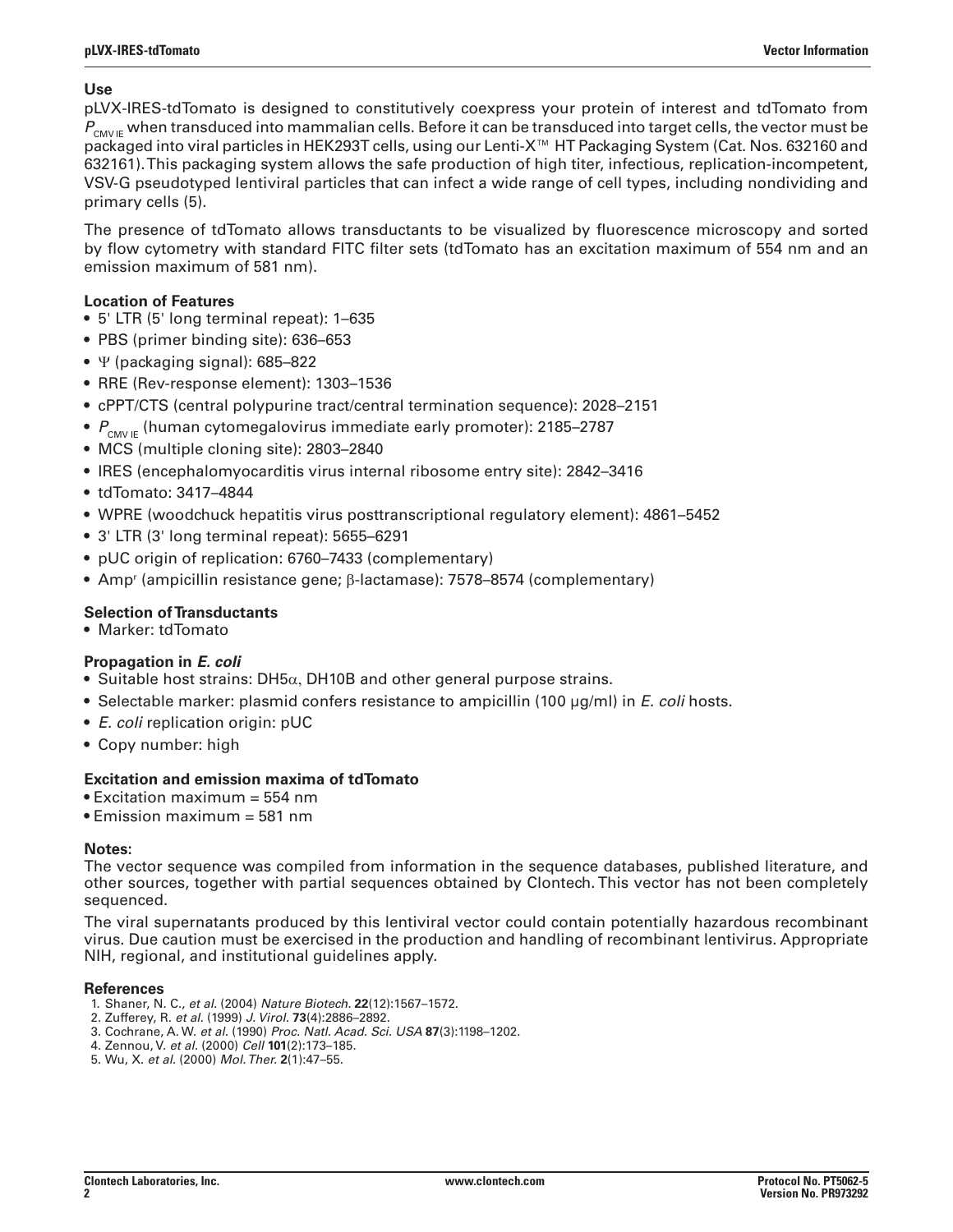### Use

pLVX-IRES-tdTomato is designed to constitutively coexpress your protein of interest and tdTomato from $P_{CMV\ IE}$ when transduced into mammalian cells. Before it can be transduced into target cells, the vector must be packaged into viral particles in HEK293T cells, using our Lenti-X™ HT Packaging System (Cat. Nos. 632160 and 632161). This packaging system allows the safe production of high titer, infectious, replication-incompetent, VSV-G pseudotyped lentiviral particles that can infect a wide range of cell types, including nondividing and primary cells (5).

The presence of tdTomato allows transductants to be visualized by fluorescence microscopy and sorted by flow cytometry with standard FITC filter sets (tdTomato has an excitation maximum of 554 nm and an emission maximum of 581 nm).

### Location of Features

- 5' LTR (5' long terminal repeat): 1–635
- PBS (primer binding site): 636–653
- Ψ (packaging signal): 685–822
- RRE (Rev-response element): 1303–1536
- cPPT/CTS (central polypurine tract/central termination sequence): 2028–2151
- $P_{CMV\ IE}$ (human cytomegalovirus immediate early promoter): 2185–2787
- MCS (multiple cloning site): 2803–2840
- IRES (encephalomyocarditis virus internal ribosome entry site): 2842–3416
- tdTomato: 3417–4844
- WPRE (woodchuck hepatitis virus posttranscriptional regulatory element): 4861–5452
- 3' LTR (3' long terminal repeat): 5655–6291
- pUC origin of replication: 6760–7433 (complementary)
- $Amp^r$ (ampicillin resistance gene; β-lactamase): 7578–8574 (complementary)

### Selection of Transductants

- Marker: tdTomato

### Propagation in *E. coli*

- Suitable host strains: DH5α, DH10B and other general purpose strains.
- Selectable marker: plasmid confers resistance to ampicillin (100 μg/ml) in *E. coli* hosts.
- *E. coli* replication origin: pUC
- Copy number: high

### Excitation and emission maxima of tdTomato

- Excitation maximum = 554 nm
- Emission maximum = 581 nm

### Notes:

The vector sequence was compiled from information in the sequence databases, published literature, and other sources, together with partial sequences obtained by Clontech. This vector has not been completely sequenced.

The viral supernatants produced by this lentiviral vector could contain potentially hazardous recombinant virus. Due caution must be exercised in the production and handling of recombinant lentivirus. Appropriate NIH, regional, and institutional guidelines apply.

### References

1. Shaner, N. C., *et al.* (2004) *Nature Biotech.* **22**(12):1567–1572.
2. Zufferey, R. *et al.* (1999) *J. Virol.* **73**(4):2886–2892.
3. Cochrane, A. W. *et al.* (1990) *Proc. Natl. Acad. Sci. USA* **87**(3):1198–1202.
4. Zennou, V. *et al.* (2000) *Cell* **101**(2):173–185.
5. Wu, X. *et al.* (2000) *Mol. Ther.* **2**(1):47–55.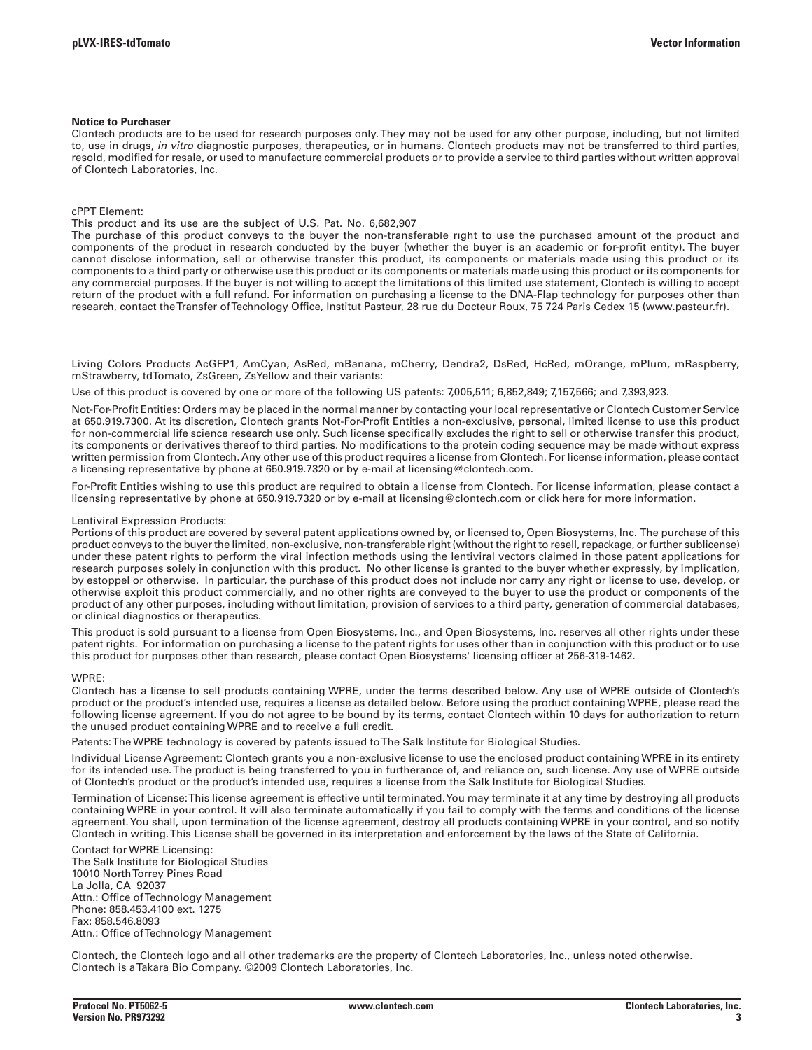**Notice to Purchaser**

Clontech products are to be used for research purposes only. They may not be used for any other purpose, including, but not limited to, use in drugs, *in vitro* diagnostic purposes, therapeutics, or in humans. Clontech products may not be transferred to third parties, resold, modified for resale, or used to manufacture commercial products or to provide a service to third parties without written approval of Clontech Laboratories, Inc.

cPPT Element:

This product and its use are the subject of U.S. Pat. No. 6,682,907

The purchase of this product conveys to the buyer the non-transferable right to use the purchased amount of the product and components of the product in research conducted by the buyer (whether the buyer is an academic or for-profit entity). The buyer cannot disclose information, sell or otherwise transfer this product, its components or materials made using this product or its components to a third party or otherwise use this product or its components or materials made using this product or its components for any commercial purposes. If the buyer is not willing to accept the limitations of this limited use statement, Clontech is willing to accept return of the product with a full refund. For information on purchasing a license to the DNA-Flap technology for purposes other than research, contact the Transfer of Technology Office, Institut Pasteur, 28 rue du Docteur Roux, 75 724 Paris Cedex 15 (www.pasteur.fr).

Living Colors Products AcGFP1, AmCyan, AsRed, mBanana, mCherry, Dendra2, DsRed, HcRed, mOrange, mPlum, mRaspberry, mStrawberry, tdTomato, ZsGreen, ZsYellow and their variants:

Use of this product is covered by one or more of the following US patents: 7,005,511; 6,852,849; 7,157,566; and 7,393,923.

Not-For-Profit Entities: Orders may be placed in the normal manner by contacting your local representative or Clontech Customer Service at 650.919.7300. At its discretion, Clontech grants Not-For-Profit Entities a non-exclusive, personal, limited license to use this product for non-commercial life science research use only. Such license specifically excludes the right to sell or otherwise transfer this product, its components or derivatives thereof to third parties. No modifications to the protein coding sequence may be made without express written permission from Clontech. Any other use of this product requires a license from Clontech. For license information, please contact a licensing representative by phone at 650.919.7320 or by e-mail at licensing@clontech.com.

For-Profit Entities wishing to use this product are required to obtain a license from Clontech. For license information, please contact a licensing representative by phone at 650.919.7320 or by e-mail at licensing@clontech.com or click here for more information.

Lentiviral Expression Products:

Portions of this product are covered by several patent applications owned by, or licensed to, Open Biosystems, Inc. The purchase of this product conveys to the buyer the limited, non-exclusive, non-transferable right (without the right to resell, repackage, or further sublicense) under these patent rights to perform the viral infection methods using the lentiviral vectors claimed in those patent applications for research purposes solely in conjunction with this product. No other license is granted to the buyer whether expressly, by implication, by estoppel or otherwise. In particular, the purchase of this product does not include nor carry any right or license to use, develop, or otherwise exploit this product commercially, and no other rights are conveyed to the buyer to use the product or components of the product of any other purposes, including without limitation, provision of services to a third party, generation of commercial databases, or clinical diagnostics or therapeutics.

This product is sold pursuant to a license from Open Biosystems, Inc., and Open Biosystems, Inc. reserves all other rights under these patent rights. For information on purchasing a license to the patent rights for uses other than in conjunction with this product or to use this product for purposes other than research, please contact Open Biosystems' licensing officer at 256-319-1462.

WPRE:

Clontech has a license to sell products containing WPRE, under the terms described below. Any use of WPRE outside of Clontech's product or the product's intended use, requires a license as detailed below. Before using the product containing WPRE, please read the following license agreement. If you do not agree to be bound by its terms, contact Clontech within 10 days for authorization to return the unused product containing WPRE and to receive a full credit.

Patents: The WPRE technology is covered by patents issued to The Salk Institute for Biological Studies.

Individual License Agreement: Clontech grants you a non-exclusive license to use the enclosed product containing WPRE in its entirety for its intended use. The product is being transferred to you in furtherance of, and reliance on, such license. Any use of WPRE outside of Clontech's product or the product's intended use, requires a license from the Salk Institute for Biological Studies.

Termination of License: This license agreement is effective until terminated. You may terminate it at any time by destroying all products containing WPRE in your control. It will also terminate automatically if you fail to comply with the terms and conditions of the license agreement. You shall, upon termination of the license agreement, destroy all products containing WPRE in your control, and so notify Clontech in writing. This License shall be governed in its interpretation and enforcement by the laws of the State of California.

Contact for WPRE Licensing:
The Salk Institute for Biological Studies
10010 North Torrey Pines Road
La Jolla, CA 92037
Attn.: Office of Technology Management
Phone: 858.453.4100 ext. 1275
Fax: 858.546.8093
Attn.: Office of Technology Management

Clontech, the Clontech logo and all other trademarks are the property of Clontech Laboratories, Inc., unless noted otherwise.
Clontech is a Takara Bio Company. ©2009 Clontech Laboratories, Inc.